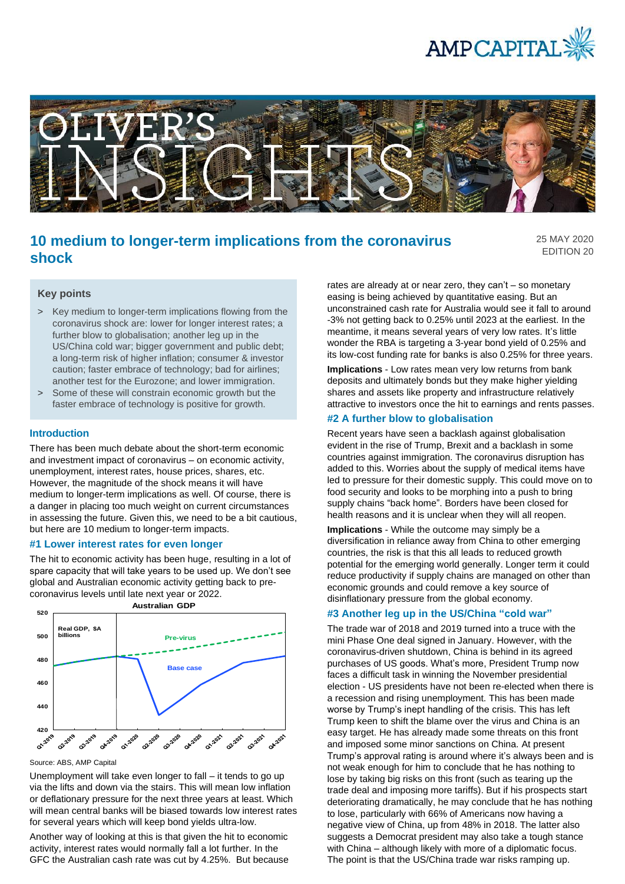# 10 medium to longer-term implications from the coronavirus shock

25 MAY 2020
EDITION 20

## Key points

> Key medium to longer-term implications flowing from the coronavirus shock are: lower for longer interest rates; a further blow to globalisation; another leg up in the US/China cold war; bigger government and public debt; a long-term risk of higher inflation; consumer & investor caution; faster embrace of technology; bad for airlines; another test for the Eurozone; and lower immigration.

> Some of these will constrain economic growth but the faster embrace of technology is positive for growth.

## Introduction

There has been much debate about the short-term economic and investment impact of coronavirus – on economic activity, unemployment, interest rates, house prices, shares, etc. However, the magnitude of the shock means it will have medium to longer-term implications as well. Of course, there is a danger in placing too much weight on current circumstances in assessing the future. Given this, we need to be a bit cautious, but here are 10 medium to longer-term impacts.

### #1 Lower interest rates for even longer

The hit to economic activity has been huge, resulting in a lot of spare capacity that will take years to be used up. We don't see global and Australian economic activity getting back to pre-coronavirus levels until late next year or 2022.

Australian GDP

Source: ABS, AMP Capital

Unemployment will take even longer to fall – it tends to go up via the lifts and down via the stairs. This will mean low inflation or deflationary pressure for the next three years at least. Which will mean central banks will be biased towards low interest rates for several years which will keep bond yields ultra-low.

Another way of looking at this is that given the hit to economic activity, interest rates would normally fall a lot further. In the GFC the Australian cash rate was cut by 4.25%. But because rates are already at or near zero, they can't – so monetary easing is being achieved by quantitative easing. But an unconstrained cash rate for Australia would see it fall to around -3% not getting back to 0.25% until 2023 at the earliest. In the meantime, it means several years of very low rates. It's little wonder the RBA is targeting a 3-year bond yield of 0.25% and its low-cost funding rate for banks is also 0.25% for three years.

**Implications** - Low rates mean very low returns from bank deposits and ultimately bonds but they make higher yielding shares and assets like property and infrastructure relatively attractive to investors once the hit to earnings and rents passes.

### #2 A further blow to globalisation

Recent years have seen a backlash against globalisation evident in the rise of Trump, Brexit and a backlash in some countries against immigration. The coronavirus disruption has added to this. Worries about the supply of medical items have led to pressure for their domestic supply. This could move on to food security and looks to be morphing into a push to bring supply chains "back home". Borders have been closed for health reasons and it is unclear when they will all reopen.

**Implications** - While the outcome may simply be a diversification in reliance away from China to other emerging countries, the risk is that this all leads to reduced growth potential for the emerging world generally. Longer term it could reduce productivity if supply chains are managed on other than economic grounds and could remove a key source of disinflationary pressure from the global economy.

### #3 Another leg up in the US/China "cold war"

The trade war of 2018 and 2019 turned into a truce with the mini Phase One deal signed in January. However, with the coronavirus-driven shutdown, China is behind in its agreed purchases of US goods. What's more, President Trump now faces a difficult task in winning the November presidential election - US presidents have not been re-elected when there is a recession and rising unemployment. This has been made worse by Trump's inept handling of the crisis. This has left Trump keen to shift the blame over the virus and China is an easy target. He has already made some threats on this front and imposed some minor sanctions on China. At present Trump's approval rating is around where it's always been and is not weak enough for him to conclude that he has nothing to lose by taking big risks on this front (such as tearing up the trade deal and imposing more tariffs). But if his prospects start deteriorating dramatically, he may conclude that he has nothing to lose, particularly with 66% of Americans now having a negative view of China, up from 48% in 2018. The latter also suggests a Democrat president may also take a tough stance with China – although likely with more of a diplomatic focus. The point is that the US/China trade war risks ramping up.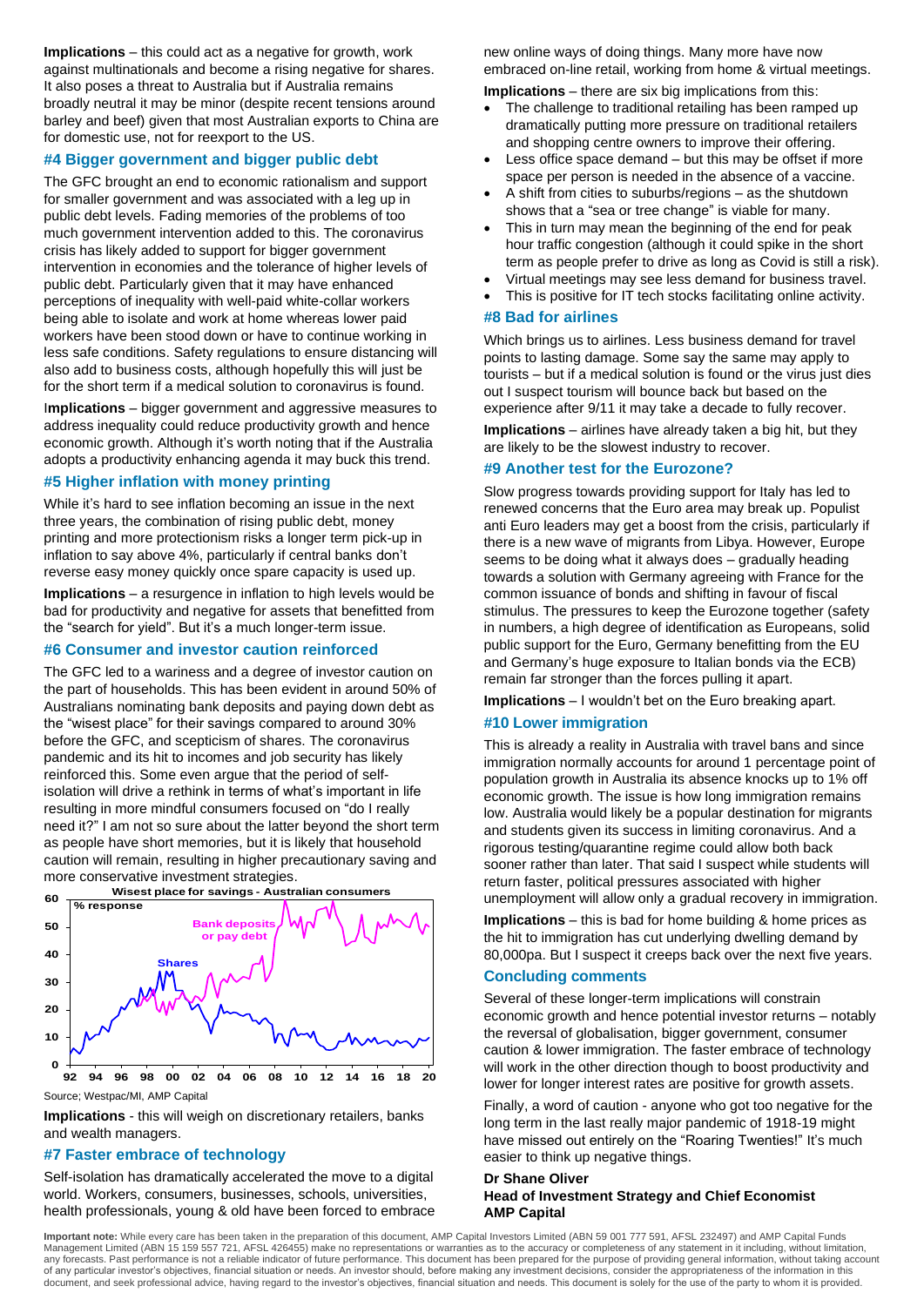**Implications** – this could act as a negative for growth, work against multinationals and become a rising negative for shares. It also poses a threat to Australia but if Australia remains broadly neutral it may be minor (despite recent tensions around barley and beef) given that most Australian exports to China are for domestic use, not for reexport to the US.

### #4 Bigger government and bigger public debt

The GFC brought an end to economic rationalism and support for smaller government and was associated with a leg up in public debt levels. Fading memories of the problems of too much government intervention added to this. The coronavirus crisis has likely added to support for bigger government intervention in economies and the tolerance of higher levels of public debt. Particularly given that it may have enhanced perceptions of inequality with well-paid white-collar workers being able to isolate and work at home whereas lower paid workers have been stood down or have to continue working in less safe conditions. Safety regulations to ensure distancing will also add to business costs, although hopefully this will just be for the short term if a medical solution to coronavirus is found.

**Implications** – bigger government and aggressive measures to address inequality could reduce productivity growth and hence economic growth. Although it's worth noting that if the Australia adopts a productivity enhancing agenda it may buck this trend.

### #5 Higher inflation with money printing

While it's hard to see inflation becoming an issue in the next three years, the combination of rising public debt, money printing and more protectionism risks a longer term pick-up in inflation to say above 4%, particularly if central banks don't reverse easy money quickly once spare capacity is used up.

**Implications** – a resurgence in inflation to high levels would be bad for productivity and negative for assets that benefitted from the "search for yield". But it's a much longer-term issue.

### #6 Consumer and investor caution reinforced

The GFC led to a wariness and a degree of investor caution on the part of households. This has been evident in around 50% of Australians nominating bank deposits and paying down debt as the "wisest place" for their savings compared to around 30% before the GFC, and scepticism of shares. The coronavirus pandemic and its hit to incomes and job security has likely reinforced this. Some even argue that the period of self-isolation will drive a rethink in terms of what's important in life resulting in more mindful consumers focused on "do I really need it?" I am not so sure about the latter beyond the short term as people have short memories, but it is likely that household caution will remain, resulting in higher precautionary saving and more conservative investment strategies.

Wisest place for savings - Australian consumers

% response

Bank deposits or pay debt

Shares

Source; Westpac/MI, AMP Capital

**Implications** - this will weigh on discretionary retailers, banks and wealth managers.

### #7 Faster embrace of technology

Self-isolation has dramatically accelerated the move to a digital world. Workers, consumers, businesses, schools, universities, health professionals, young & old have been forced to embrace new online ways of doing things. Many more have now embraced on-line retail, working from home & virtual meetings.

**Implications** – there are six big implications from this:

- The challenge to traditional retailing has been ramped up dramatically putting more pressure on traditional retailers and shopping centre owners to improve their offering.
- Less office space demand – but this may be offset if more space per person is needed in the absence of a vaccine.
- A shift from cities to suburbs/regions – as the shutdown shows that a "sea or tree change" is viable for many.
- This in turn may mean the beginning of the end for peak hour traffic congestion (although it could spike in the short term as people prefer to drive as long as Covid is still a risk).
- Virtual meetings may see less demand for business travel.
- This is positive for IT tech stocks facilitating online activity.

### #8 Bad for airlines

Which brings us to airlines. Less business demand for travel points to lasting damage. Some say the same may apply to tourists – but if a medical solution is found or the virus just dies out I suspect tourism will bounce back but based on the experience after 9/11 it may take a decade to fully recover.

**Implications** – airlines have already taken a big hit, but they are likely to be the slowest industry to recover.

### #9 Another test for the Eurozone?

Slow progress towards providing support for Italy has led to renewed concerns that the Euro area may break up. Populist anti Euro leaders may get a boost from the crisis, particularly if there is a new wave of migrants from Libya. However, Europe seems to be doing what it always does – gradually heading towards a solution with Germany agreeing with France for the common issuance of bonds and shifting in favour of fiscal stimulus. The pressures to keep the Eurozone together (safety in numbers, a high degree of identification as Europeans, solid public support for the Euro, Germany benefitting from the EU and Germany's huge exposure to Italian bonds via the ECB) remain far stronger than the forces pulling it apart.

**Implications** – I wouldn't bet on the Euro breaking apart.

### #10 Lower immigration

This is already a reality in Australia with travel bans and since immigration normally accounts for around 1 percentage point of population growth in Australia its absence knocks up to 1% off economic growth. The issue is how long immigration remains low. Australia would likely be a popular destination for migrants and students given its success in limiting coronavirus. And a rigorous testing/quarantine regime could allow both back sooner rather than later. That said I suspect while students will return faster, political pressures associated with higher unemployment will allow only a gradual recovery in immigration.

**Implications** – this is bad for home building & home prices as the hit to immigration has cut underlying dwelling demand by 80,000pa. But I suspect it creeps back over the next five years.

### Concluding comments

Several of these longer-term implications will constrain economic growth and hence potential investor returns – notably the reversal of globalisation, bigger government, consumer caution & lower immigration. The faster embrace of technology will work in the other direction though to boost productivity and lower for longer interest rates are positive for growth assets.

Finally, a word of caution - anyone who got too negative for the long term in the last really major pandemic of 1918-19 might have missed out entirely on the "Roaring Twenties!" It's much easier to think up negative things.

**Dr Shane Oliver**
**Head of Investment Strategy and Chief Economist**
**AMP Capital**

**Important note:** While every care has been taken in the preparation of this document, AMP Capital Investors Limited (ABN 59 001 777 591, AFSL 232497) and AMP Capital Funds Management Limited (ABN 15 159 557 721, AFSL 426455) make no representations or warranties as to the accuracy or completeness of any statement in it including, without limitation, any forecasts. Past performance is not a reliable indicator of future performance. This document has been prepared for the purpose of providing general information, without taking account of any particular investor's objectives, financial situation or needs. An investor should, before making any investment decisions, consider the appropriateness of the information in this document, and seek professional advice, having regard to the investor's objectives, financial situation and needs. This document is solely for the use of the party to whom it is provided.